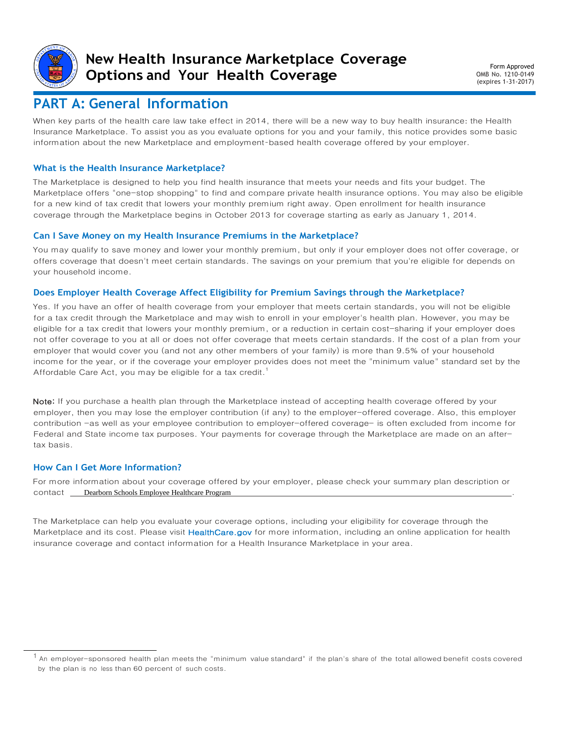# New Health Insurance Marketplace Coverage Options and Your Health Coverage

Form Approved
OMB No. 1210-0149
(expires 1-31-2017)

## PART A: General Information

When key parts of the health care law take effect in 2014, there will be a new way to buy health insurance: the Health Insurance Marketplace. To assist you as you evaluate options for you and your family, this notice provides some basic information about the new Marketplace and employment-based health coverage offered by your employer.

### What is the Health Insurance Marketplace?

The Marketplace is designed to help you find health insurance that meets your needs and fits your budget. The Marketplace offers "one-stop shopping" to find and compare private health insurance options. You may also be eligible for a new kind of tax credit that lowers your monthly premium right away. Open enrollment for health insurance coverage through the Marketplace begins in October 2013 for coverage starting as early as January 1, 2014.

### Can I Save Money on my Health Insurance Premiums in the Marketplace?

You may qualify to save money and lower your monthly premium, but only if your employer does not offer coverage, or offers coverage that doesn't meet certain standards. The savings on your premium that you're eligible for depends on your household income.

### Does Employer Health Coverage Affect Eligibility for Premium Savings through the Marketplace?

Yes. If you have an offer of health coverage from your employer that meets certain standards, you will not be eligible for a tax credit through the Marketplace and may wish to enroll in your employer's health plan. However, you may be eligible for a tax credit that lowers your monthly premium, or a reduction in certain cost-sharing if your employer does not offer coverage to you at all or does not offer coverage that meets certain standards. If the cost of a plan from your employer that would cover you (and not any other members of your family) is more than 9.5% of your household income for the year, or if the coverage your employer provides does not meet the "minimum value" standard set by the Affordable Care Act, you may be eligible for a tax credit.[1]

**Note:** If you purchase a health plan through the Marketplace instead of accepting health coverage offered by your employer, then you may lose the employer contribution (if any) to the employer-offered coverage. Also, this employer contribution -as well as your employee contribution to employer-offered coverage- is often excluded from income for Federal and State income tax purposes. Your payments for coverage through the Marketplace are made on an after-tax basis.

### How Can I Get More Information?

For more information about your coverage offered by your employer, please check your summary plan description or contact Dearborn Schools Employee Healthcare Program.

The Marketplace can help you evaluate your coverage options, including your eligibility for coverage through the Marketplace and its cost. Please visit HealthCare.gov for more information, including an online application for health insurance coverage and contact information for a Health Insurance Marketplace in your area.

---

[1] An employer-sponsored health plan meets the "minimum value standard" if the plan's share of the total allowed benefit costs covered by the plan is no less than 60 percent of such costs.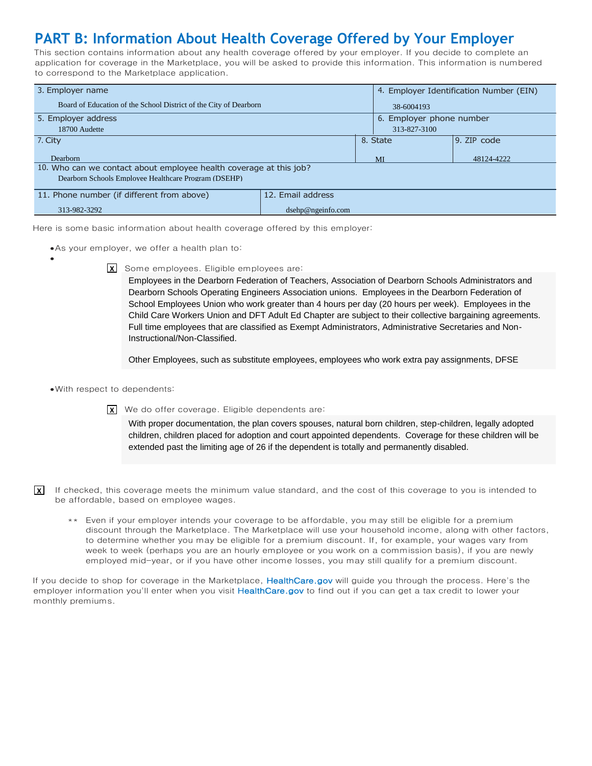# PART B: Information About Health Coverage Offered by Your Employer

This section contains information about any health coverage offered by your employer. If you decide to complete an application for coverage in the Marketplace, you will be asked to provide this information. This information is numbered to correspond to the Marketplace application.

| | | | |
|---|---|---|---|
| 3. Employer name<br>Board of Education of the School District of the City of Dearborn | | 4. Employer Identification Number (EIN)<br>38-6004193 | |
| 5. Employer address<br>18700 Audette | | 6. Employer phone number<br>313-827-3100 | |
| 7. City<br>Dearborn | | 8. State<br>MI | 9. ZIP code<br>48124-4222 |
| 10. Who can we contact about employee health coverage at this job?<br>Dearborn Schools Employee Healthcare Program (DSEHP) | | | |
| 11. Phone number (if different from above)<br>313-982-3292 | 12. Email address<br>dsehp@ngeinfo.com | | |

Here is some basic information about health coverage offered by this employer:

- As your employer, we offer a health plan to:
-

[X] Some employees. Eligible employees are:

Employees in the Dearborn Federation of Teachers, Association of Dearborn Schools Administrators and Dearborn Schools Operating Engineers Association unions. Employees in the Dearborn Federation of School Employees Union who work greater than 4 hours per day (20 hours per week). Employees in the Child Care Workers Union and DFT Adult Ed Chapter are subject to their collective bargaining agreements. Full time employees that are classified as Exempt Administrators, Administrative Secretaries and Non-Instructional/Non-Classified.

Other Employees, such as substitute employees, employees who work extra pay assignments, DFSE

- With respect to dependents:

[X] We do offer coverage. Eligible dependents are:

With proper documentation, the plan covers spouses, natural born children, step-children, legally adopted children, children placed for adoption and court appointed dependents. Coverage for these children will be extended past the limiting age of 26 if the dependent is totally and permanently disabled.

[X] If checked, this coverage meets the minimum value standard, and the cost of this coverage to you is intended to be affordable, based on employee wages.

** Even if your employer intends your coverage to be affordable, you may still be eligible for a premium discount through the Marketplace. The Marketplace will use your household income, along with other factors, to determine whether you may be eligible for a premium discount. If, for example, your wages vary from week to week (perhaps you are an hourly employee or you work on a commission basis), if you are newly employed mid–year, or if you have other income losses, you may still qualify for a premium discount.

If you decide to shop for coverage in the Marketplace, HealthCare.gov will guide you through the process. Here's the employer information you'll enter when you visit HealthCare.gov to find out if you can get a tax credit to lower your monthly premiums.